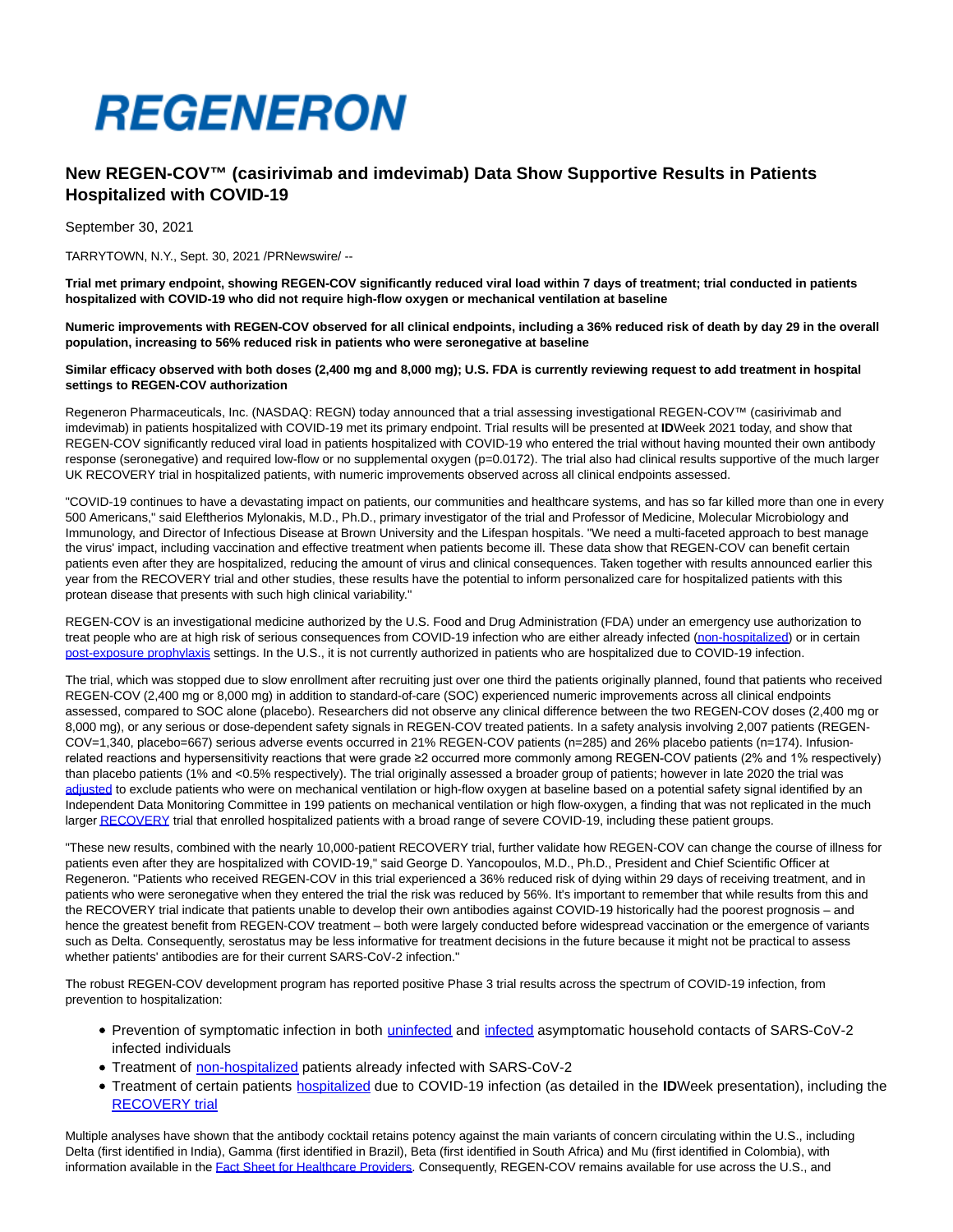# REGENERON

## New REGEN-COV™ (casirivimab and imdevimab) Data Show Supportive Results in Patients Hospitalized with COVID-19

September 30, 2021

TARRYTOWN, N.Y., Sept. 30, 2021 /PRNewswire/ --

**Trial met primary endpoint, showing REGEN-COV significantly reduced viral load within 7 days of treatment; trial conducted in patients hospitalized with COVID-19 who did not require high-flow oxygen or mechanical ventilation at baseline**

**Numeric improvements with REGEN-COV observed for all clinical endpoints, including a 36% reduced risk of death by day 29 in the overall population, increasing to 56% reduced risk in patients who were seronegative at baseline**

**Similar efficacy observed with both doses (2,400 mg and 8,000 mg); U.S. FDA is currently reviewing request to add treatment in hospital settings to REGEN-COV authorization**

Regeneron Pharmaceuticals, Inc. (NASDAQ: REGN) today announced that a trial assessing investigational REGEN-COV™ (casirivimab and imdevimab) in patients hospitalized with COVID-19 met its primary endpoint. Trial results will be presented at **ID**Week 2021 today, and show that REGEN-COV significantly reduced viral load in patients hospitalized with COVID-19 who entered the trial without having mounted their own antibody response (seronegative) and required low-flow or no supplemental oxygen (p=0.0172). The trial also had clinical results supportive of the much larger UK RECOVERY trial in hospitalized patients, with numeric improvements observed across all clinical endpoints assessed.

"COVID-19 continues to have a devastating impact on patients, our communities and healthcare systems, and has so far killed more than one in every 500 Americans," said Eleftherios Mylonakis, M.D., Ph.D., primary investigator of the trial and Professor of Medicine, Molecular Microbiology and Immunology, and Director of Infectious Disease at Brown University and the Lifespan hospitals. "We need a multi-faceted approach to best manage the virus' impact, including vaccination and effective treatment when patients become ill. These data show that REGEN-COV can benefit certain patients even after they are hospitalized, reducing the amount of virus and clinical consequences. Taken together with results announced earlier this year from the RECOVERY trial and other studies, these results have the potential to inform personalized care for hospitalized patients with this protean disease that presents with such high clinical variability."

REGEN-COV is an investigational medicine authorized by the U.S. Food and Drug Administration (FDA) under an emergency use authorization to treat people who are at high risk of serious consequences from COVID-19 infection who are either already infected (non-hospitalized) or in certain post-exposure prophylaxis settings. In the U.S., it is not currently authorized in patients who are hospitalized due to COVID-19 infection.

The trial, which was stopped due to slow enrollment after recruiting just over one third the patients originally planned, found that patients who received REGEN-COV (2,400 mg or 8,000 mg) in addition to standard-of-care (SOC) experienced numeric improvements across all clinical endpoints assessed, compared to SOC alone (placebo). Researchers did not observe any clinical difference between the two REGEN-COV doses (2,400 mg or 8,000 mg), or any serious or dose-dependent safety signals in REGEN-COV treated patients. In a safety analysis involving 2,007 patients (REGEN-COV=1,340, placebo=667) serious adverse events occurred in 21% REGEN-COV patients (n=285) and 26% placebo patients (n=174). Infusion-related reactions and hypersensitivity reactions that were grade ≥2 occurred more commonly among REGEN-COV patients (2% and 1% respectively) than placebo patients (1% and <0.5% respectively). The trial originally assessed a broader group of patients; however in late 2020 the trial was adjusted to exclude patients who were on mechanical ventilation or high-flow oxygen at baseline based on a potential safety signal identified by an Independent Data Monitoring Committee in 199 patients on mechanical ventilation or high flow-oxygen, a finding that was not replicated in the much larger RECOVERY trial that enrolled hospitalized patients with a broad range of severe COVID-19, including these patient groups.

"These new results, combined with the nearly 10,000-patient RECOVERY trial, further validate how REGEN-COV can change the course of illness for patients even after they are hospitalized with COVID-19," said George D. Yancopoulos, M.D., Ph.D., President and Chief Scientific Officer at Regeneron. "Patients who received REGEN-COV in this trial experienced a 36% reduced risk of dying within 29 days of receiving treatment, and in patients who were seronegative when they entered the trial the risk was reduced by 56%. It's important to remember that while results from this and the RECOVERY trial indicate that patients unable to develop their own antibodies against COVID-19 historically had the poorest prognosis – and hence the greatest benefit from REGEN-COV treatment – both were largely conducted before widespread vaccination or the emergence of variants such as Delta. Consequently, serostatus may be less informative for treatment decisions in the future because it might not be practical to assess whether patients' antibodies are for their current SARS-CoV-2 infection."

The robust REGEN-COV development program has reported positive Phase 3 trial results across the spectrum of COVID-19 infection, from prevention to hospitalization:

- Prevention of symptomatic infection in both uninfected and infected asymptomatic household contacts of SARS-CoV-2 infected individuals
- Treatment of non-hospitalized patients already infected with SARS-CoV-2
- Treatment of certain patients hospitalized due to COVID-19 infection (as detailed in the **ID**Week presentation), including the RECOVERY trial

Multiple analyses have shown that the antibody cocktail retains potency against the main variants of concern circulating within the U.S., including Delta (first identified in India), Gamma (first identified in Brazil), Beta (first identified in South Africa) and Mu (first identified in Colombia), with information available in the Fact Sheet for Healthcare Providers. Consequently, REGEN-COV remains available for use across the U.S., and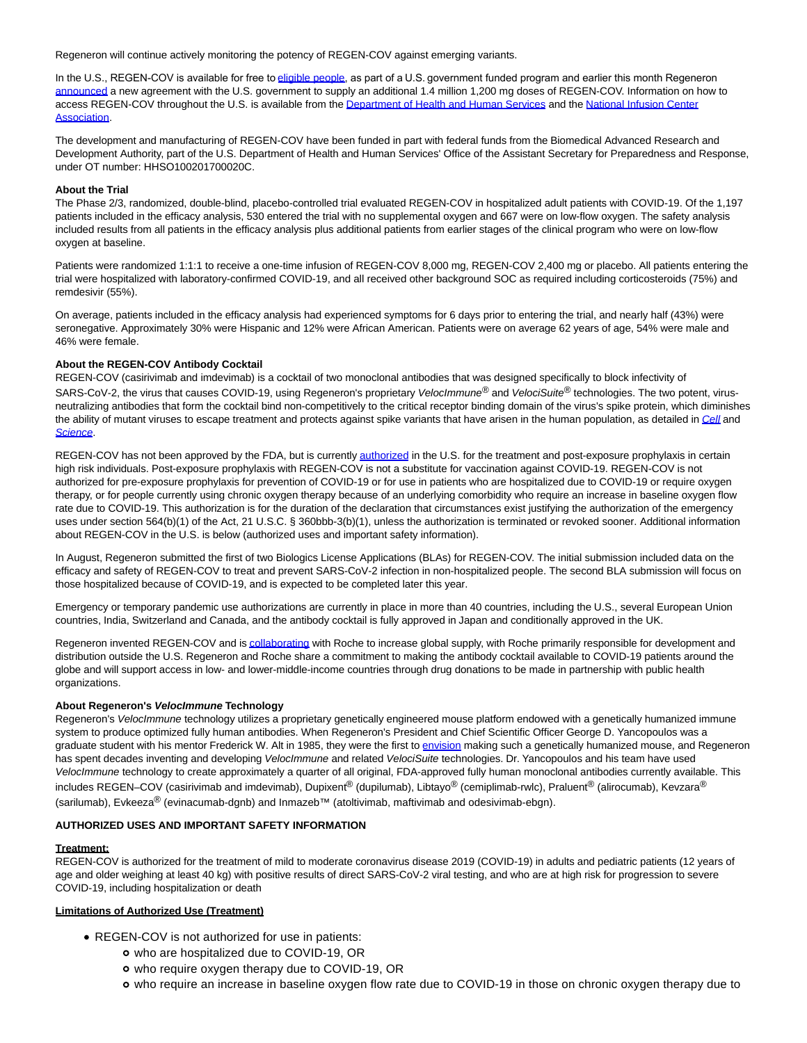Regeneron will continue actively monitoring the potency of REGEN-COV against emerging variants.

In the U.S., REGEN-COV is available for free to eligible people, as part of a U.S. government funded program and earlier this month Regeneron announced a new agreement with the U.S. government to supply an additional 1.4 million 1,200 mg doses of REGEN-COV. Information on how to access REGEN-COV throughout the U.S. is available from the Department of Health and Human Services and the National Infusion Center Association.

The development and manufacturing of REGEN-COV have been funded in part with federal funds from the Biomedical Advanced Research and Development Authority, part of the U.S. Department of Health and Human Services' Office of the Assistant Secretary for Preparedness and Response, under OT number: HHSO100201700020C.

**About the Trial**

The Phase 2/3, randomized, double-blind, placebo-controlled trial evaluated REGEN-COV in hospitalized adult patients with COVID-19. Of the 1,197 patients included in the efficacy analysis, 530 entered the trial with no supplemental oxygen and 667 were on low-flow oxygen. The safety analysis included results from all patients in the efficacy analysis plus additional patients from earlier stages of the clinical program who were on low-flow oxygen at baseline.

Patients were randomized 1:1:1 to receive a one-time infusion of REGEN-COV 8,000 mg, REGEN-COV 2,400 mg or placebo. All patients entering the trial were hospitalized with laboratory-confirmed COVID-19, and all received other background SOC as required including corticosteroids (75%) and remdesivir (55%).

On average, patients included in the efficacy analysis had experienced symptoms for 6 days prior to entering the trial, and nearly half (43%) were seronegative. Approximately 30% were Hispanic and 12% were African American. Patients were on average 62 years of age, 54% were male and 46% were female.

**About the REGEN-COV Antibody Cocktail**

REGEN-COV (casirivimab and imdevimab) is a cocktail of two monoclonal antibodies that was designed specifically to block infectivity of SARS-CoV-2, the virus that causes COVID-19, using Regeneron's proprietary *VelocImmune*® and *VelociSuite*® technologies. The two potent, virus-neutralizing antibodies that form the cocktail bind non-competitively to the critical receptor binding domain of the virus's spike protein, which diminishes the ability of mutant viruses to escape treatment and protects against spike variants that have arisen in the human population, as detailed in *Cell* and *Science*.

REGEN-COV has not been approved by the FDA, but is currently authorized in the U.S. for the treatment and post-exposure prophylaxis in certain high risk individuals. Post-exposure prophylaxis with REGEN-COV is not a substitute for vaccination against COVID-19. REGEN-COV is not authorized for pre-exposure prophylaxis for prevention of COVID-19 or for use in patients who are hospitalized due to COVID-19 or require oxygen therapy, or for people currently using chronic oxygen therapy because of an underlying comorbidity who require an increase in baseline oxygen flow rate due to COVID-19. This authorization is for the duration of the declaration that circumstances exist justifying the authorization of the emergency uses under section 564(b)(1) of the Act, 21 U.S.C. § 360bbb-3(b)(1), unless the authorization is terminated or revoked sooner. Additional information about REGEN-COV in the U.S. is below (authorized uses and important safety information).

In August, Regeneron submitted the first of two Biologics License Applications (BLAs) for REGEN-COV. The initial submission included data on the efficacy and safety of REGEN-COV to treat and prevent SARS-CoV-2 infection in non-hospitalized people. The second BLA submission will focus on those hospitalized because of COVID-19, and is expected to be completed later this year.

Emergency or temporary pandemic use authorizations are currently in place in more than 40 countries, including the U.S., several European Union countries, India, Switzerland and Canada, and the antibody cocktail is fully approved in Japan and conditionally approved in the UK.

Regeneron invented REGEN-COV and is collaborating with Roche to increase global supply, with Roche primarily responsible for development and distribution outside the U.S. Regeneron and Roche share a commitment to making the antibody cocktail available to COVID-19 patients around the globe and will support access in low- and lower-middle-income countries through drug donations to be made in partnership with public health organizations.

**About Regeneron's *VelocImmune* Technology**

Regeneron's *VelocImmune* technology utilizes a proprietary genetically engineered mouse platform endowed with a genetically humanized immune system to produce optimized fully human antibodies. When Regeneron's President and Chief Scientific Officer George D. Yancopoulos was a graduate student with his mentor Frederick W. Alt in 1985, they were the first to envision making such a genetically humanized mouse, and Regeneron has spent decades inventing and developing *VelocImmune* and related *VelociSuite* technologies. Dr. Yancopoulos and his team have used *VelocImmune* technology to create approximately a quarter of all original, FDA-approved fully human monoclonal antibodies currently available. This includes REGEN–COV (casirivimab and imdevimab), Dupixent® (dupilumab), Libtayo® (cemiplimab-rwlc), Praluent® (alirocumab), Kevzara® (sarilumab), Evkeeza® (evinacumab-dgnb) and Inmazeb™ (atoltivimab, maftivimab and odesivimab-ebgn).

**AUTHORIZED USES AND IMPORTANT SAFETY INFORMATION**

**Treatment:**

REGEN-COV is authorized for the treatment of mild to moderate coronavirus disease 2019 (COVID-19) in adults and pediatric patients (12 years of age and older weighing at least 40 kg) with positive results of direct SARS-CoV-2 viral testing, and who are at high risk for progression to severe COVID-19, including hospitalization or death

**Limitations of Authorized Use (Treatment)**

- REGEN-COV is not authorized for use in patients:
  - who are hospitalized due to COVID-19, OR
  - who require oxygen therapy due to COVID-19, OR
  - who require an increase in baseline oxygen flow rate due to COVID-19 in those on chronic oxygen therapy due to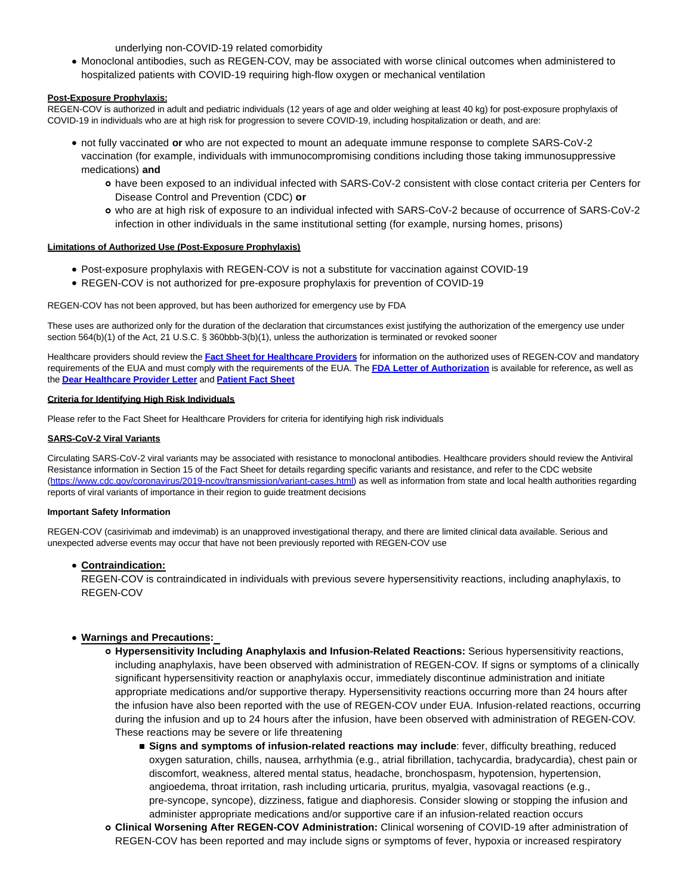underlying non-COVID-19 related comorbidity

- Monoclonal antibodies, such as REGEN-COV, may be associated with worse clinical outcomes when administered to hospitalized patients with COVID-19 requiring high-flow oxygen or mechanical ventilation

**Post-Exposure Prophylaxis:**

REGEN-COV is authorized in adult and pediatric individuals (12 years of age and older weighing at least 40 kg) for post-exposure prophylaxis of COVID-19 in individuals who are at high risk for progression to severe COVID-19, including hospitalization or death, and are:

- not fully vaccinated **or** who are not expected to mount an adequate immune response to complete SARS-CoV-2 vaccination (for example, individuals with immunocompromising conditions including those taking immunosuppressive medications) **and**
    - have been exposed to an individual infected with SARS-CoV-2 consistent with close contact criteria per Centers for Disease Control and Prevention (CDC) **or**
    - who are at high risk of exposure to an individual infected with SARS-CoV-2 because of occurrence of SARS-CoV-2 infection in other individuals in the same institutional setting (for example, nursing homes, prisons)

**Limitations of Authorized Use (Post-Exposure Prophylaxis)**

- Post-exposure prophylaxis with REGEN-COV is not a substitute for vaccination against COVID-19
- REGEN-COV is not authorized for pre-exposure prophylaxis for prevention of COVID-19

REGEN-COV has not been approved, but has been authorized for emergency use by FDA

These uses are authorized only for the duration of the declaration that circumstances exist justifying the authorization of the emergency use under section 564(b)(1) of the Act, 21 U.S.C. § 360bbb-3(b)(1), unless the authorization is terminated or revoked sooner

Healthcare providers should review the **Fact Sheet for Healthcare Providers** for information on the authorized uses of REGEN-COV and mandatory requirements of the EUA and must comply with the requirements of the EUA. The **FDA Letter of Authorization** is available for reference**,** as well as the **Dear Healthcare Provider Letter** and **Patient Fact Sheet**

**Criteria for Identifying High Risk Individuals**

Please refer to the Fact Sheet for Healthcare Providers for criteria for identifying high risk individuals

**SARS-CoV-2 Viral Variants**

Circulating SARS-CoV-2 viral variants may be associated with resistance to monoclonal antibodies. Healthcare providers should review the Antiviral Resistance information in Section 15 of the Fact Sheet for details regarding specific variants and resistance, and refer to the CDC website (https://www.cdc.gov/coronavirus/2019-ncov/transmission/variant-cases.html) as well as information from state and local health authorities regarding reports of viral variants of importance in their region to guide treatment decisions

**Important Safety Information**

REGEN-COV (casirivimab and imdevimab) is an unapproved investigational therapy, and there are limited clinical data available. Serious and unexpected adverse events may occur that have not been previously reported with REGEN-COV use

- **Contraindication:**
  REGEN-COV is contraindicated in individuals with previous severe hypersensitivity reactions, including anaphylaxis, to REGEN-COV

- **Warnings and Precautions:**
    - **Hypersensitivity Including Anaphylaxis and Infusion-Related Reactions:** Serious hypersensitivity reactions, including anaphylaxis, have been observed with administration of REGEN-COV. If signs or symptoms of a clinically significant hypersensitivity reaction or anaphylaxis occur, immediately discontinue administration and initiate appropriate medications and/or supportive therapy. Hypersensitivity reactions occurring more than 24 hours after the infusion have also been reported with the use of REGEN-COV under EUA. Infusion-related reactions, occurring during the infusion and up to 24 hours after the infusion, have been observed with administration of REGEN-COV. These reactions may be severe or life threatening
        - **Signs and symptoms of infusion-related reactions may include**: fever, difficulty breathing, reduced oxygen saturation, chills, nausea, arrhythmia (e.g., atrial fibrillation, tachycardia, bradycardia), chest pain or discomfort, weakness, altered mental status, headache, bronchospasm, hypotension, hypertension, angioedema, throat irritation, rash including urticaria, pruritus, myalgia, vasovagal reactions (e.g., pre-syncope, syncope), dizziness, fatigue and diaphoresis. Consider slowing or stopping the infusion and administer appropriate medications and/or supportive care if an infusion-related reaction occurs
    - **Clinical Worsening After REGEN-COV Administration:** Clinical worsening of COVID-19 after administration of REGEN-COV has been reported and may include signs or symptoms of fever, hypoxia or increased respiratory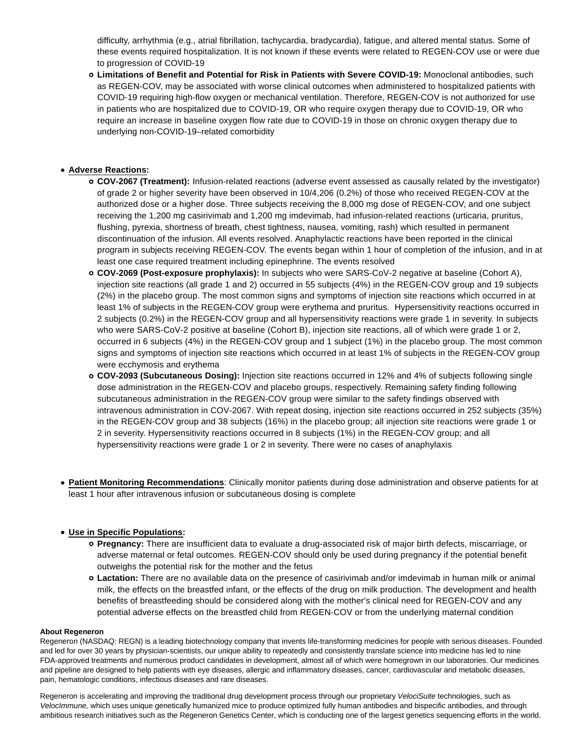difficulty, arrhythmia (e.g., atrial fibrillation, tachycardia, bradycardia), fatigue, and altered mental status. Some of these events required hospitalization. It is not known if these events were related to REGEN-COV use or were due to progression of COVID-19
  - **Limitations of Benefit and Potential for Risk in Patients with Severe COVID-19:** Monoclonal antibodies, such as REGEN-COV, may be associated with worse clinical outcomes when administered to hospitalized patients with COVID-19 requiring high-flow oxygen or mechanical ventilation. Therefore, REGEN-COV is not authorized for use in patients who are hospitalized due to COVID-19, OR who require oxygen therapy due to COVID-19, OR who require an increase in baseline oxygen flow rate due to COVID-19 in those on chronic oxygen therapy due to underlying non-COVID-19–related comorbidity

- **Adverse Reactions:**
  - **COV-2067 (Treatment):** Infusion-related reactions (adverse event assessed as causally related by the investigator) of grade 2 or higher severity have been observed in 10/4,206 (0.2%) of those who received REGEN-COV at the authorized dose or a higher dose. Three subjects receiving the 8,000 mg dose of REGEN-COV, and one subject receiving the 1,200 mg casirivimab and 1,200 mg imdevimab, had infusion-related reactions (urticaria, pruritus, flushing, pyrexia, shortness of breath, chest tightness, nausea, vomiting, rash) which resulted in permanent discontinuation of the infusion. All events resolved. Anaphylactic reactions have been reported in the clinical program in subjects receiving REGEN-COV. The events began within 1 hour of completion of the infusion, and in at least one case required treatment including epinephrine. The events resolved
  - **COV-2069 (Post-exposure prophylaxis):** In subjects who were SARS-CoV-2 negative at baseline (Cohort A), injection site reactions (all grade 1 and 2) occurred in 55 subjects (4%) in the REGEN-COV group and 19 subjects (2%) in the placebo group. The most common signs and symptoms of injection site reactions which occurred in at least 1% of subjects in the REGEN-COV group were erythema and pruritus. Hypersensitivity reactions occurred in 2 subjects (0.2%) in the REGEN-COV group and all hypersensitivity reactions were grade 1 in severity. In subjects who were SARS-CoV-2 positive at baseline (Cohort B), injection site reactions, all of which were grade 1 or 2, occurred in 6 subjects (4%) in the REGEN-COV group and 1 subject (1%) in the placebo group. The most common signs and symptoms of injection site reactions which occurred in at least 1% of subjects in the REGEN-COV group were ecchymosis and erythema
  - **COV-2093 (Subcutaneous Dosing):** Injection site reactions occurred in 12% and 4% of subjects following single dose administration in the REGEN-COV and placebo groups, respectively. Remaining safety finding following subcutaneous administration in the REGEN-COV group were similar to the safety findings observed with intravenous administration in COV-2067. With repeat dosing, injection site reactions occurred in 252 subjects (35%) in the REGEN-COV group and 38 subjects (16%) in the placebo group; all injection site reactions were grade 1 or 2 in severity. Hypersensitivity reactions occurred in 8 subjects (1%) in the REGEN-COV group; and all hypersensitivity reactions were grade 1 or 2 in severity. There were no cases of anaphylaxis

- **Patient Monitoring Recommendations**: Clinically monitor patients during dose administration and observe patients for at least 1 hour after intravenous infusion or subcutaneous dosing is complete

- **Use in Specific Populations:**
  - **Pregnancy:** There are insufficient data to evaluate a drug-associated risk of major birth defects, miscarriage, or adverse maternal or fetal outcomes. REGEN-COV should only be used during pregnancy if the potential benefit outweighs the potential risk for the mother and the fetus
  - **Lactation:** There are no available data on the presence of casirivimab and/or imdevimab in human milk or animal milk, the effects on the breastfed infant, or the effects of the drug on milk production. The development and health benefits of breastfeeding should be considered along with the mother's clinical need for REGEN-COV and any potential adverse effects on the breastfed child from REGEN-COV or from the underlying maternal condition

**About Regeneron**

Regeneron (NASDAQ: REGN) is a leading biotechnology company that invents life-transforming medicines for people with serious diseases. Founded and led for over 30 years by physician-scientists, our unique ability to repeatedly and consistently translate science into medicine has led to nine FDA-approved treatments and numerous product candidates in development, almost all of which were homegrown in our laboratories. Our medicines and pipeline are designed to help patients with eye diseases, allergic and inflammatory diseases, cancer, cardiovascular and metabolic diseases, pain, hematologic conditions, infectious diseases and rare diseases.

Regeneron is accelerating and improving the traditional drug development process through our proprietary *VelociSuite* technologies, such as *VelocImmune,* which uses unique genetically humanized mice to produce optimized fully human antibodies and bispecific antibodies, and through ambitious research initiatives such as the Regeneron Genetics Center, which is conducting one of the largest genetics sequencing efforts in the world.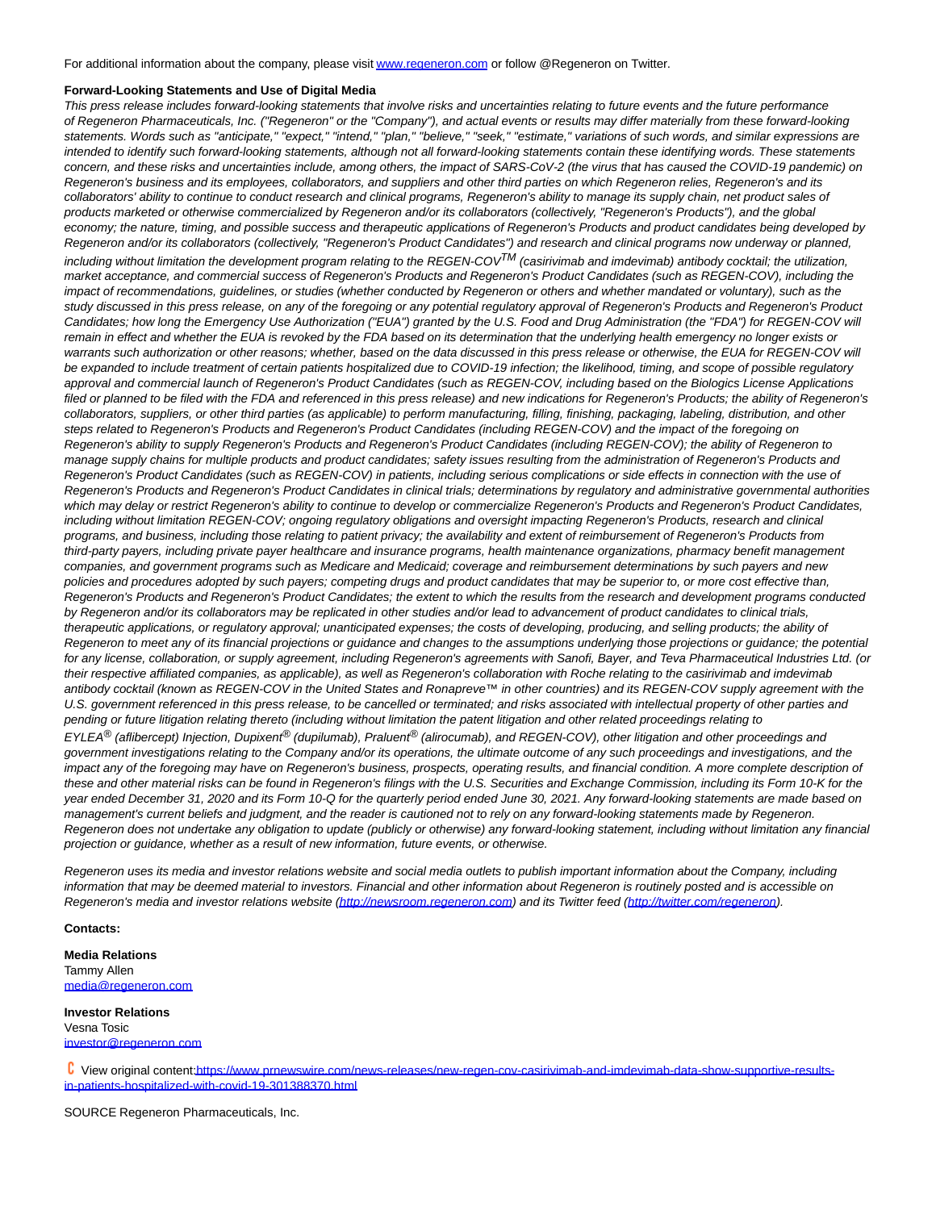For additional information about the company, please visit [www.regeneron.com](http://www.regeneron.com) or follow @Regeneron on Twitter.

**Forward-Looking Statements and Use of Digital Media**

*This press release includes forward-looking statements that involve risks and uncertainties relating to future events and the future performance of Regeneron Pharmaceuticals, Inc. ("Regeneron" or the "Company"), and actual events or results may differ materially from these forward-looking statements. Words such as "anticipate," "expect," "intend," "plan," "believe," "seek," "estimate," variations of such words, and similar expressions are intended to identify such forward-looking statements, although not all forward-looking statements contain these identifying words. These statements concern, and these risks and uncertainties include, among others, the impact of SARS-CoV-2 (the virus that has caused the COVID-19 pandemic) on Regeneron's business and its employees, collaborators, and suppliers and other third parties on which Regeneron relies, Regeneron's and its collaborators' ability to continue to conduct research and clinical programs, Regeneron's ability to manage its supply chain, net product sales of products marketed or otherwise commercialized by Regeneron and/or its collaborators (collectively, "Regeneron's Products"), and the global economy; the nature, timing, and possible success and therapeutic applications of Regeneron's Products and product candidates being developed by Regeneron and/or its collaborators (collectively, "Regeneron's Product Candidates") and research and clinical programs now underway or planned, including without limitation the development program relating to the REGEN-COV™ (casirivimab and imdevimab) antibody cocktail; the utilization, market acceptance, and commercial success of Regeneron's Products and Regeneron's Product Candidates (such as REGEN-COV), including the impact of recommendations, guidelines, or studies (whether conducted by Regeneron or others and whether mandated or voluntary), such as the study discussed in this press release, on any of the foregoing or any potential regulatory approval of Regeneron's Products and Regeneron's Product Candidates; how long the Emergency Use Authorization ("EUA") granted by the U.S. Food and Drug Administration (the "FDA") for REGEN-COV will remain in effect and whether the EUA is revoked by the FDA based on its determination that the underlying health emergency no longer exists or warrants such authorization or other reasons; whether, based on the data discussed in this press release or otherwise, the EUA for REGEN-COV will be expanded to include treatment of certain patients hospitalized due to COVID-19 infection; the likelihood, timing, and scope of possible regulatory approval and commercial launch of Regeneron's Product Candidates (such as REGEN-COV, including based on the Biologics License Applications filed or planned to be filed with the FDA and referenced in this press release) and new indications for Regeneron's Products; the ability of Regeneron's collaborators, suppliers, or other third parties (as applicable) to perform manufacturing, filling, finishing, packaging, labeling, distribution, and other steps related to Regeneron's Products and Regeneron's Product Candidates (including REGEN-COV) and the impact of the foregoing on Regeneron's ability to supply Regeneron's Products and Regeneron's Product Candidates (including REGEN-COV); the ability of Regeneron to manage supply chains for multiple products and product candidates; safety issues resulting from the administration of Regeneron's Products and Regeneron's Product Candidates (such as REGEN-COV) in patients, including serious complications or side effects in connection with the use of Regeneron's Products and Regeneron's Product Candidates in clinical trials; determinations by regulatory and administrative governmental authorities which may delay or restrict Regeneron's ability to continue to develop or commercialize Regeneron's Products and Regeneron's Product Candidates, including without limitation REGEN-COV; ongoing regulatory obligations and oversight impacting Regeneron's Products, research and clinical programs, and business, including those relating to patient privacy; the availability and extent of reimbursement of Regeneron's Products from third-party payers, including private payer healthcare and insurance programs, health maintenance organizations, pharmacy benefit management companies, and government programs such as Medicare and Medicaid; coverage and reimbursement determinations by such payers and new policies and procedures adopted by such payers; competing drugs and product candidates that may be superior to, or more cost effective than, Regeneron's Products and Regeneron's Product Candidates; the extent to which the results from the research and development programs conducted by Regeneron and/or its collaborators may be replicated in other studies and/or lead to advancement of product candidates to clinical trials, therapeutic applications, or regulatory approval; unanticipated expenses; the costs of developing, producing, and selling products; the ability of Regeneron to meet any of its financial projections or guidance and changes to the assumptions underlying those projections or guidance; the potential for any license, collaboration, or supply agreement, including Regeneron's agreements with Sanofi, Bayer, and Teva Pharmaceutical Industries Ltd. (or their respective affiliated companies, as applicable), as well as Regeneron's collaboration with Roche relating to the casirivimab and imdevimab antibody cocktail (known as REGEN-COV in the United States and Ronapreve™ in other countries) and its REGEN-COV supply agreement with the U.S. government referenced in this press release, to be cancelled or terminated; and risks associated with intellectual property of other parties and pending or future litigation relating thereto (including without limitation the patent litigation and other related proceedings relating to EYLEA® (aflibercept) Injection, Dupixent® (dupilumab), Praluent® (alirocumab), and REGEN-COV), other litigation and other proceedings and government investigations relating to the Company and/or its operations, the ultimate outcome of any such proceedings and investigations, and the impact any of the foregoing may have on Regeneron's business, prospects, operating results, and financial condition. A more complete description of these and other material risks can be found in Regeneron's filings with the U.S. Securities and Exchange Commission, including its Form 10-K for the year ended December 31, 2020 and its Form 10-Q for the quarterly period ended June 30, 2021. Any forward-looking statements are made based on management's current beliefs and judgment, and the reader is cautioned not to rely on any forward-looking statements made by Regeneron. Regeneron does not undertake any obligation to update (publicly or otherwise) any forward-looking statement, including without limitation any financial projection or guidance, whether as a result of new information, future events, or otherwise.*

*Regeneron uses its media and investor relations website and social media outlets to publish important information about the Company, including information that may be deemed material to investors. Financial and other information about Regeneron is routinely posted and is accessible on Regeneron's media and investor relations website ([http://newsroom.regeneron.com](http://newsroom.regeneron.com)) and its Twitter feed ([http://twitter.com/regeneron](http://twitter.com/regeneron)).*

**Contacts:**

**Media Relations**
Tammy Allen
[media@regeneron.com](mailto:media@regeneron.com)

**Investor Relations**
Vesna Tosic
[investor@regeneron.com](mailto:investor@regeneron.com)

View original content:[https://www.prnewswire.com/news-releases/new-regen-cov-casirivimab-and-imdevimab-data-show-supportive-results-in-patients-hospitalized-with-covid-19-301388370.html](https://www.prnewswire.com/news-releases/new-regen-cov-casirivimab-and-imdevimab-data-show-supportive-results-in-patients-hospitalized-with-covid-19-301388370.html)

SOURCE Regeneron Pharmaceuticals, Inc.